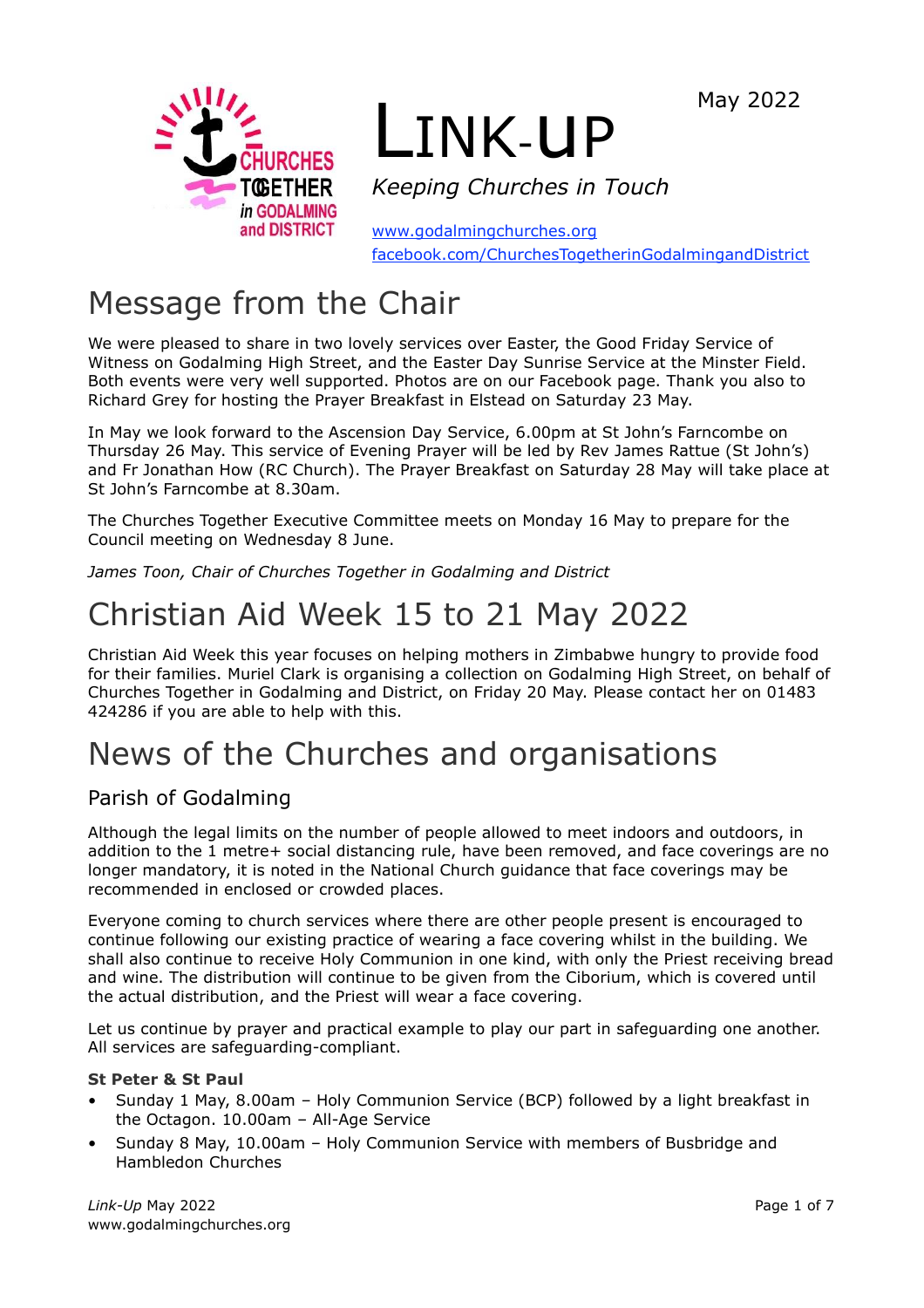May 2022

# LINK-UP

*Keeping Churches in Touch*

www.godalmingchurches.org
facebook.com/ChurchesTogetherinGodalmingandDistrict

# Message from the Chair

We were pleased to share in two lovely services over Easter, the Good Friday Service of Witness on Godalming High Street, and the Easter Day Sunrise Service at the Minster Field. Both events were very well supported. Photos are on our Facebook page. Thank you also to Richard Grey for hosting the Prayer Breakfast in Elstead on Saturday 23 May.

In May we look forward to the Ascension Day Service, 6.00pm at St John's Farncombe on Thursday 26 May. This service of Evening Prayer will be led by Rev James Rattue (St John's) and Fr Jonathan How (RC Church). The Prayer Breakfast on Saturday 28 May will take place at St John's Farncombe at 8.30am.

The Churches Together Executive Committee meets on Monday 16 May to prepare for the Council meeting on Wednesday 8 June.

*James Toon, Chair of Churches Together in Godalming and District*

# Christian Aid Week 15 to 21 May 2022

Christian Aid Week this year focuses on helping mothers in Zimbabwe hungry to provide food for their families. Muriel Clark is organising a collection on Godalming High Street, on behalf of Churches Together in Godalming and District, on Friday 20 May. Please contact her on 01483 424286 if you are able to help with this.

# News of the Churches and organisations

## Parish of Godalming

Although the legal limits on the number of people allowed to meet indoors and outdoors, in addition to the 1 metre+ social distancing rule, have been removed, and face coverings are no longer mandatory, it is noted in the National Church guidance that face coverings may be recommended in enclosed or crowded places.

Everyone coming to church services where there are other people present is encouraged to continue following our existing practice of wearing a face covering whilst in the building. We shall also continue to receive Holy Communion in one kind, with only the Priest receiving bread and wine. The distribution will continue to be given from the Ciborium, which is covered until the actual distribution, and the Priest will wear a face covering.

Let us continue by prayer and practical example to play our part in safeguarding one another. All services are safeguarding-compliant.

**St Peter & St Paul**

- Sunday 1 May, 8.00am – Holy Communion Service (BCP) followed by a light breakfast in the Octagon. 10.00am – All-Age Service
- Sunday 8 May, 10.00am – Holy Communion Service with members of Busbridge and Hambledon Churches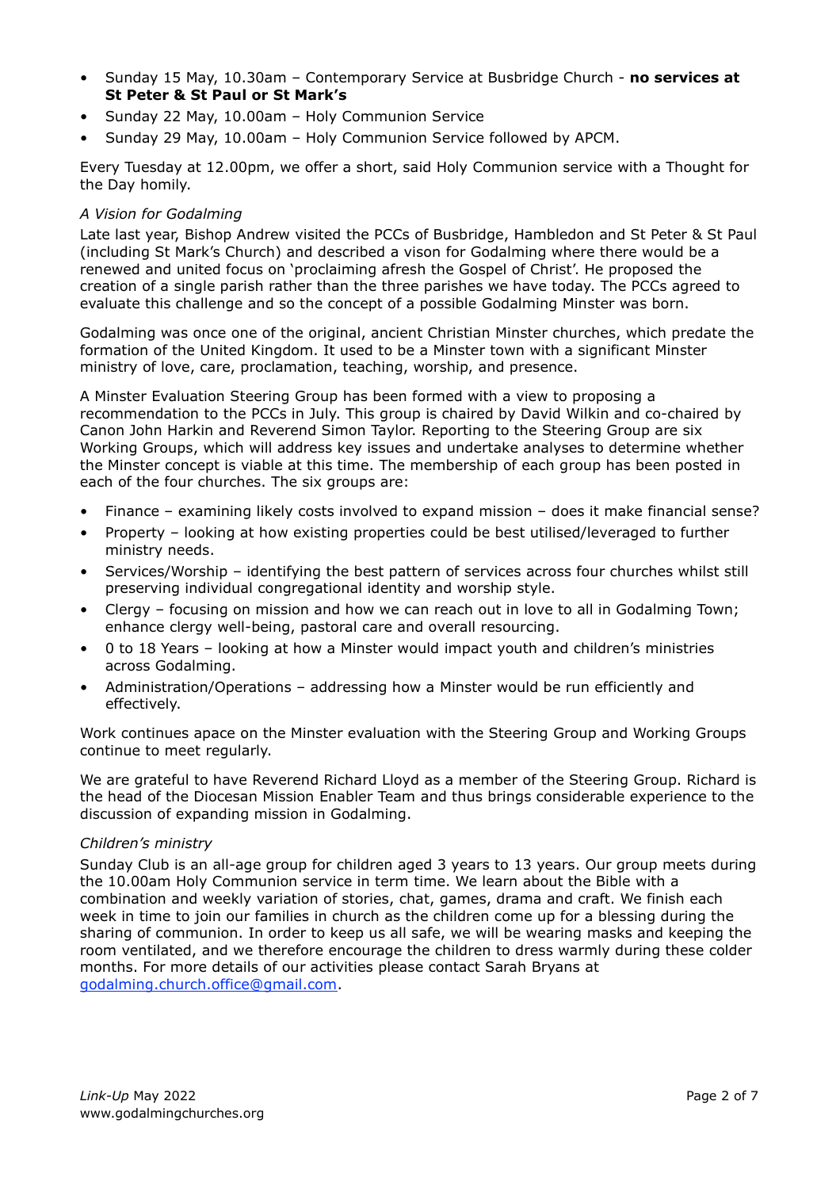- Sunday 15 May, 10.30am – Contemporary Service at Busbridge Church - **no services at St Peter & St Paul or St Mark's**
- Sunday 22 May, 10.00am – Holy Communion Service
- Sunday 29 May, 10.00am – Holy Communion Service followed by APCM.

Every Tuesday at 12.00pm, we offer a short, said Holy Communion service with a Thought for the Day homily.

*A Vision for Godalming*

Late last year, Bishop Andrew visited the PCCs of Busbridge, Hambledon and St Peter & St Paul (including St Mark's Church) and described a vison for Godalming where there would be a renewed and united focus on 'proclaiming afresh the Gospel of Christ'. He proposed the creation of a single parish rather than the three parishes we have today. The PCCs agreed to evaluate this challenge and so the concept of a possible Godalming Minster was born.

Godalming was once one of the original, ancient Christian Minster churches, which predate the formation of the United Kingdom. It used to be a Minster town with a significant Minster ministry of love, care, proclamation, teaching, worship, and presence.

A Minster Evaluation Steering Group has been formed with a view to proposing a recommendation to the PCCs in July. This group is chaired by David Wilkin and co-chaired by Canon John Harkin and Reverend Simon Taylor. Reporting to the Steering Group are six Working Groups, which will address key issues and undertake analyses to determine whether the Minster concept is viable at this time. The membership of each group has been posted in each of the four churches. The six groups are:

- Finance – examining likely costs involved to expand mission – does it make financial sense?
- Property – looking at how existing properties could be best utilised/leveraged to further ministry needs.
- Services/Worship – identifying the best pattern of services across four churches whilst still preserving individual congregational identity and worship style.
- Clergy – focusing on mission and how we can reach out in love to all in Godalming Town; enhance clergy well-being, pastoral care and overall resourcing.
- 0 to 18 Years – looking at how a Minster would impact youth and children's ministries across Godalming.
- Administration/Operations – addressing how a Minster would be run efficiently and effectively.

Work continues apace on the Minster evaluation with the Steering Group and Working Groups continue to meet regularly.

We are grateful to have Reverend Richard Lloyd as a member of the Steering Group. Richard is the head of the Diocesan Mission Enabler Team and thus brings considerable experience to the discussion of expanding mission in Godalming.

*Children's ministry*

Sunday Club is an all-age group for children aged 3 years to 13 years. Our group meets during the 10.00am Holy Communion service in term time. We learn about the Bible with a combination and weekly variation of stories, chat, games, drama and craft. We finish each week in time to join our families in church as the children come up for a blessing during the sharing of communion. In order to keep us all safe, we will be wearing masks and keeping the room ventilated, and we therefore encourage the children to dress warmly during these colder months. For more details of our activities please contact Sarah Bryans at godalming.church.office@gmail.com.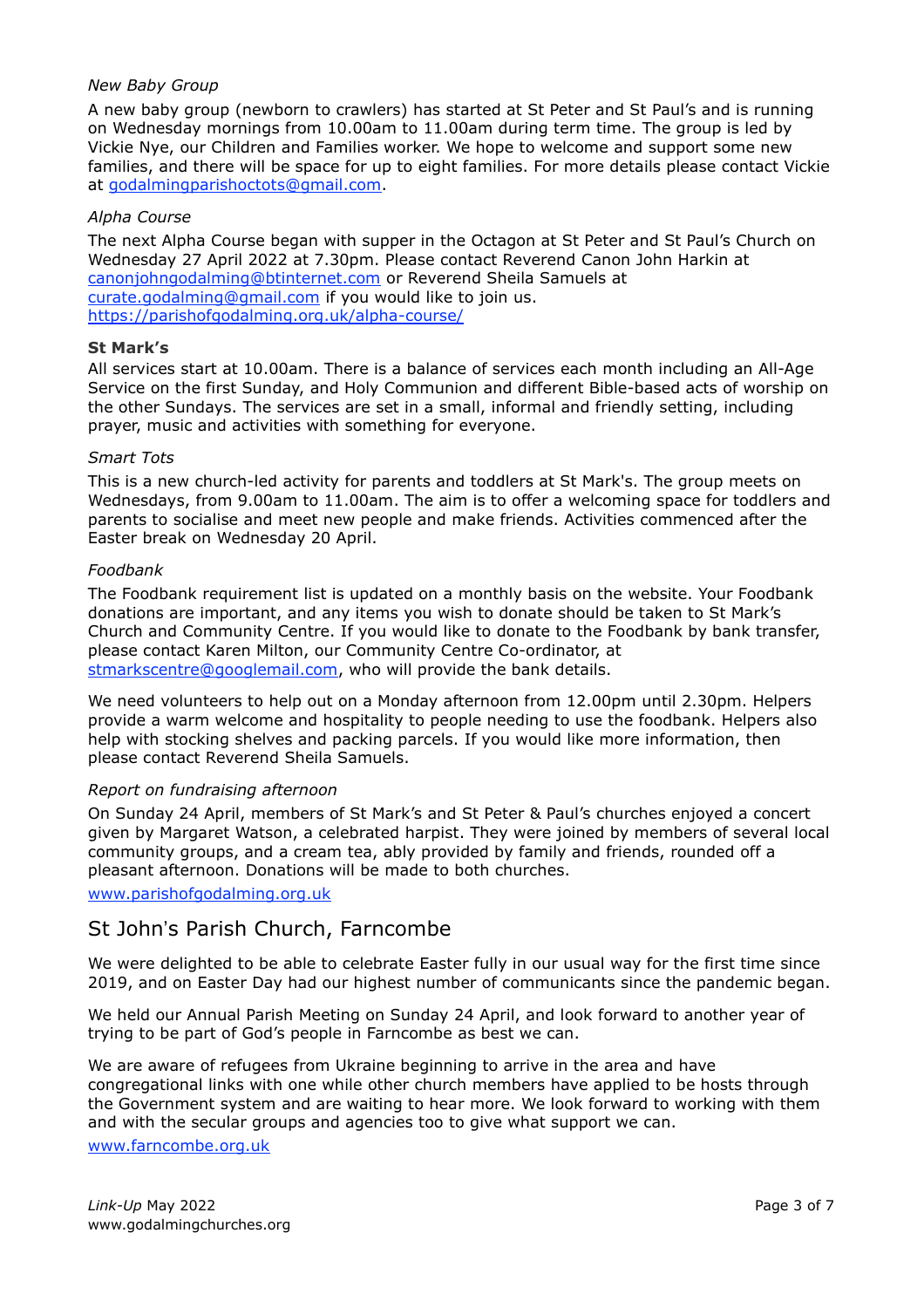*New Baby Group*

A new baby group (newborn to crawlers) has started at St Peter and St Paul's and is running on Wednesday mornings from 10.00am to 11.00am during term time. The group is led by Vickie Nye, our Children and Families worker. We hope to welcome and support some new families, and there will be space for up to eight families. For more details please contact Vickie at godalmingparishoctots@gmail.com.

*Alpha Course*

The next Alpha Course began with supper in the Octagon at St Peter and St Paul's Church on Wednesday 27 April 2022 at 7.30pm. Please contact Reverend Canon John Harkin at canonjohngodalming@btinternet.com or Reverend Sheila Samuels at curate.godalming@gmail.com if you would like to join us.
https://parishofgodalming.org.uk/alpha-course/

**St Mark's**

All services start at 10.00am. There is a balance of services each month including an All-Age Service on the first Sunday, and Holy Communion and different Bible-based acts of worship on the other Sundays. The services are set in a small, informal and friendly setting, including prayer, music and activities with something for everyone.

*Smart Tots*

This is a new church-led activity for parents and toddlers at St Mark's. The group meets on Wednesdays, from 9.00am to 11.00am. The aim is to offer a welcoming space for toddlers and parents to socialise and meet new people and make friends. Activities commenced after the Easter break on Wednesday 20 April.

*Foodbank*

The Foodbank requirement list is updated on a monthly basis on the website. Your Foodbank donations are important, and any items you wish to donate should be taken to St Mark's Church and Community Centre. If you would like to donate to the Foodbank by bank transfer, please contact Karen Milton, our Community Centre Co-ordinator, at stmarkscentre@googlemail.com, who will provide the bank details.

We need volunteers to help out on a Monday afternoon from 12.00pm until 2.30pm. Helpers provide a warm welcome and hospitality to people needing to use the foodbank. Helpers also help with stocking shelves and packing parcels. If you would like more information, then please contact Reverend Sheila Samuels.

*Report on fundraising afternoon*

On Sunday 24 April, members of St Mark's and St Peter & Paul's churches enjoyed a concert given by Margaret Watson, a celebrated harpist. They were joined by members of several local community groups, and a cream tea, ably provided by family and friends, rounded off a pleasant afternoon. Donations will be made to both churches.

www.parishofgodalming.org.uk

## St John's Parish Church, Farncombe

We were delighted to be able to celebrate Easter fully in our usual way for the first time since 2019, and on Easter Day had our highest number of communicants since the pandemic began.

We held our Annual Parish Meeting on Sunday 24 April, and look forward to another year of trying to be part of God's people in Farncombe as best we can.

We are aware of refugees from Ukraine beginning to arrive in the area and have congregational links with one while other church members have applied to be hosts through the Government system and are waiting to hear more. We look forward to working with them and with the secular groups and agencies too to give what support we can.

www.farncombe.org.uk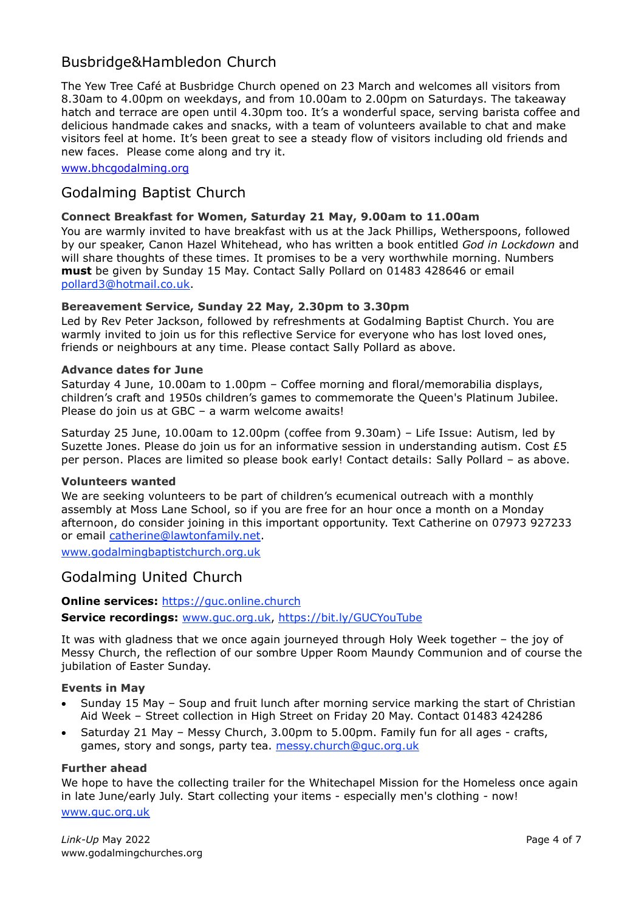## Busbridge&Hambledon Church

The Yew Tree Café at Busbridge Church opened on 23 March and welcomes all visitors from 8.30am to 4.00pm on weekdays, and from 10.00am to 2.00pm on Saturdays. The takeaway hatch and terrace are open until 4.30pm too. It's a wonderful space, serving barista coffee and delicious handmade cakes and snacks, with a team of volunteers available to chat and make visitors feel at home. It's been great to see a steady flow of visitors including old friends and new faces. Please come along and try it.

www.bhcgodalming.org

## Godalming Baptist Church

### Connect Breakfast for Women, Saturday 21 May, 9.00am to 11.00am

You are warmly invited to have breakfast with us at the Jack Phillips, Wetherspoons, followed by our speaker, Canon Hazel Whitehead, who has written a book entitled *God in Lockdown* and will share thoughts of these times. It promises to be a very worthwhile morning. Numbers **must** be given by Sunday 15 May. Contact Sally Pollard on 01483 428646 or email pollard3@hotmail.co.uk.

### Bereavement Service, Sunday 22 May, 2.30pm to 3.30pm

Led by Rev Peter Jackson, followed by refreshments at Godalming Baptist Church. You are warmly invited to join us for this reflective Service for everyone who has lost loved ones, friends or neighbours at any time. Please contact Sally Pollard as above.

### Advance dates for June

Saturday 4 June, 10.00am to 1.00pm – Coffee morning and floral/memorabilia displays, children's craft and 1950s children's games to commemorate the Queen's Platinum Jubilee. Please do join us at GBC – a warm welcome awaits!

Saturday 25 June, 10.00am to 12.00pm (coffee from 9.30am) – Life Issue: Autism, led by Suzette Jones. Please do join us for an informative session in understanding autism. Cost £5 per person. Places are limited so please book early! Contact details: Sally Pollard – as above.

### Volunteers wanted

We are seeking volunteers to be part of children's ecumenical outreach with a monthly assembly at Moss Lane School, so if you are free for an hour once a month on a Monday afternoon, do consider joining in this important opportunity. Text Catherine on 07973 927233 or email catherine@lawtonfamily.net.

www.godalmingbaptistchurch.org.uk

## Godalming United Church

**Online services:** https://guc.online.church

**Service recordings:** www.guc.org.uk, https://bit.ly/GUCYouTube

It was with gladness that we once again journeyed through Holy Week together – the joy of Messy Church, the reflection of our sombre Upper Room Maundy Communion and of course the jubilation of Easter Sunday.

### Events in May

- Sunday 15 May – Soup and fruit lunch after morning service marking the start of Christian Aid Week – Street collection in High Street on Friday 20 May. Contact 01483 424286
- Saturday 21 May – Messy Church, 3.00pm to 5.00pm. Family fun for all ages - crafts, games, story and songs, party tea. messy.church@guc.org.uk

### Further ahead

We hope to have the collecting trailer for the Whitechapel Mission for the Homeless once again in late June/early July. Start collecting your items - especially men's clothing - now!

www.guc.org.uk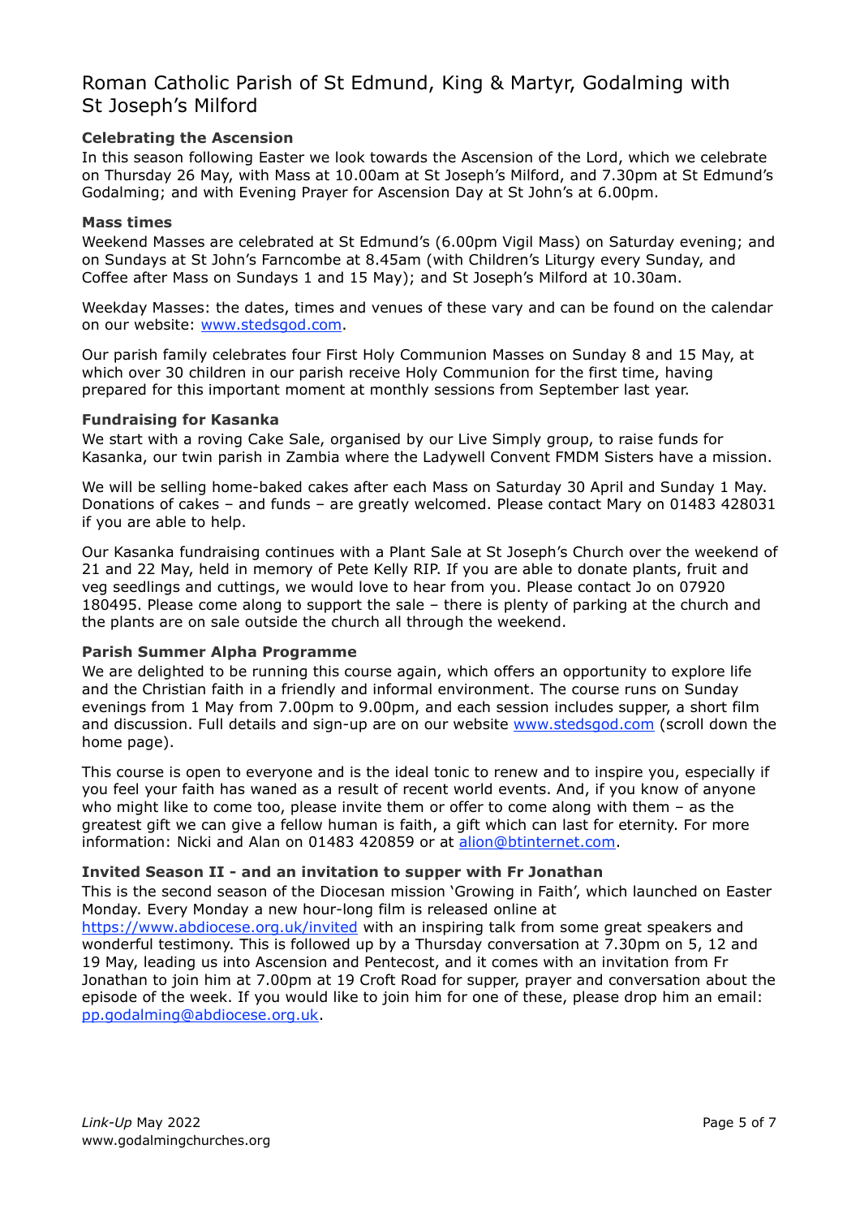# Roman Catholic Parish of St Edmund, King & Martyr, Godalming with St Joseph's Milford

### Celebrating the Ascension

In this season following Easter we look towards the Ascension of the Lord, which we celebrate on Thursday 26 May, with Mass at 10.00am at St Joseph's Milford, and 7.30pm at St Edmund's Godalming; and with Evening Prayer for Ascension Day at St John's at 6.00pm.

### Mass times

Weekend Masses are celebrated at St Edmund's (6.00pm Vigil Mass) on Saturday evening; and on Sundays at St John's Farncombe at 8.45am (with Children's Liturgy every Sunday, and Coffee after Mass on Sundays 1 and 15 May); and St Joseph's Milford at 10.30am.

Weekday Masses: the dates, times and venues of these vary and can be found on the calendar on our website: [www.stedsgod.com](www.stedsgod.com).

Our parish family celebrates four First Holy Communion Masses on Sunday 8 and 15 May, at which over 30 children in our parish receive Holy Communion for the first time, having prepared for this important moment at monthly sessions from September last year.

### Fundraising for Kasanka

We start with a roving Cake Sale, organised by our Live Simply group, to raise funds for Kasanka, our twin parish in Zambia where the Ladywell Convent FMDM Sisters have a mission.

We will be selling home-baked cakes after each Mass on Saturday 30 April and Sunday 1 May. Donations of cakes – and funds – are greatly welcomed. Please contact Mary on 01483 428031 if you are able to help.

Our Kasanka fundraising continues with a Plant Sale at St Joseph's Church over the weekend of 21 and 22 May, held in memory of Pete Kelly RIP. If you are able to donate plants, fruit and veg seedlings and cuttings, we would love to hear from you. Please contact Jo on 07920 180495. Please come along to support the sale – there is plenty of parking at the church and the plants are on sale outside the church all through the weekend.

### Parish Summer Alpha Programme

We are delighted to be running this course again, which offers an opportunity to explore life and the Christian faith in a friendly and informal environment. The course runs on Sunday evenings from 1 May from 7.00pm to 9.00pm, and each session includes supper, a short film and discussion. Full details and sign-up are on our website [www.stedsgod.com](www.stedsgod.com) (scroll down the home page).

This course is open to everyone and is the ideal tonic to renew and to inspire you, especially if you feel your faith has waned as a result of recent world events. And, if you know of anyone who might like to come too, please invite them or offer to come along with them – as the greatest gift we can give a fellow human is faith, a gift which can last for eternity. For more information: Nicki and Alan on 01483 420859 or at [alion@btinternet.com](mailto:alion@btinternet.com).

### Invited Season II - and an invitation to supper with Fr Jonathan

This is the second season of the Diocesan mission 'Growing in Faith', which launched on Easter Monday. Every Monday a new hour-long film is released online at [https://www.abdiocese.org.uk/invited](https://www.abdiocese.org.uk/invited) with an inspiring talk from some great speakers and wonderful testimony. This is followed up by a Thursday conversation at 7.30pm on 5, 12 and 19 May, leading us into Ascension and Pentecost, and it comes with an invitation from Fr Jonathan to join him at 7.00pm at 19 Croft Road for supper, prayer and conversation about the episode of the week. If you would like to join him for one of these, please drop him an email: [pp.godalming@abdiocese.org.uk](mailto:pp.godalming@abdiocese.org.uk).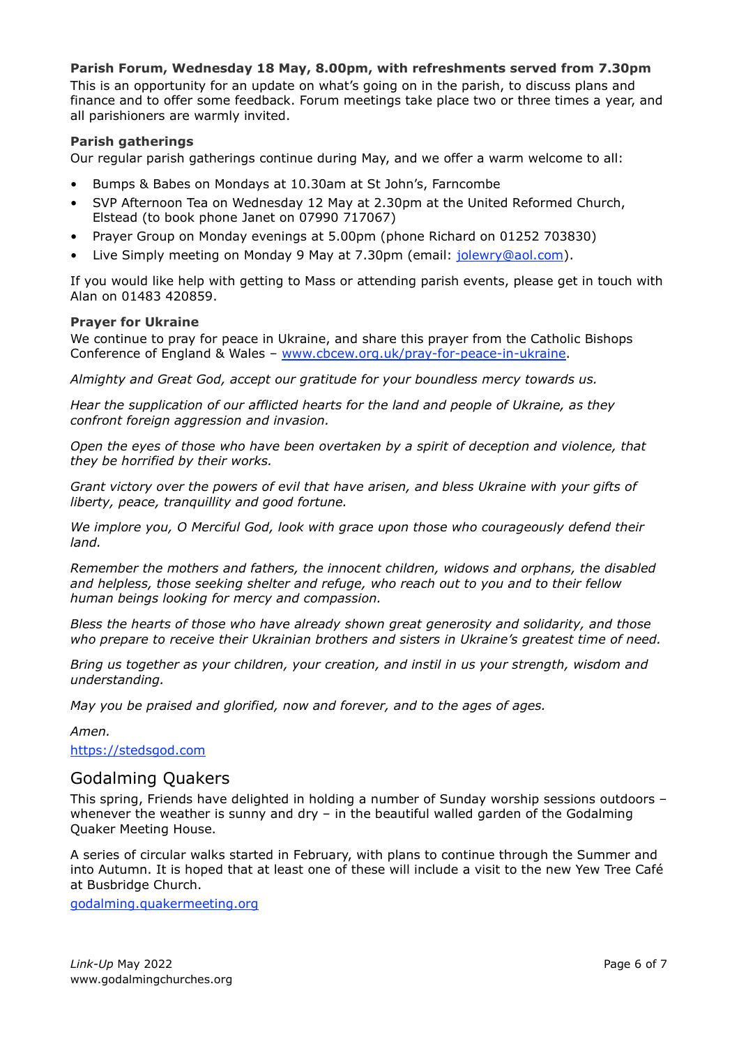**Parish Forum, Wednesday 18 May, 8.00pm, with refreshments served from 7.30pm**

This is an opportunity for an update on what's going on in the parish, to discuss plans and finance and to offer some feedback. Forum meetings take place two or three times a year, and all parishioners are warmly invited.

**Parish gatherings**

Our regular parish gatherings continue during May, and we offer a warm welcome to all:

- Bumps & Babes on Mondays at 10.30am at St John's, Farncombe
- SVP Afternoon Tea on Wednesday 12 May at 2.30pm at the United Reformed Church, Elstead (to book phone Janet on 07990 717067)
- Prayer Group on Monday evenings at 5.00pm (phone Richard on 01252 703830)
- Live Simply meeting on Monday 9 May at 7.30pm (email: jolewry@aol.com).

If you would like help with getting to Mass or attending parish events, please get in touch with Alan on 01483 420859.

**Prayer for Ukraine**

We continue to pray for peace in Ukraine, and share this prayer from the Catholic Bishops Conference of England & Wales – www.cbcew.org.uk/pray-for-peace-in-ukraine.

*Almighty and Great God, accept our gratitude for your boundless mercy towards us.*

*Hear the supplication of our afflicted hearts for the land and people of Ukraine, as they confront foreign aggression and invasion.*

*Open the eyes of those who have been overtaken by a spirit of deception and violence, that they be horrified by their works.*

*Grant victory over the powers of evil that have arisen, and bless Ukraine with your gifts of liberty, peace, tranquillity and good fortune.*

*We implore you, O Merciful God, look with grace upon those who courageously defend their land.*

*Remember the mothers and fathers, the innocent children, widows and orphans, the disabled and helpless, those seeking shelter and refuge, who reach out to you and to their fellow human beings looking for mercy and compassion.*

*Bless the hearts of those who have already shown great generosity and solidarity, and those who prepare to receive their Ukrainian brothers and sisters in Ukraine's greatest time of need.*

*Bring us together as your children, your creation, and instil in us your strength, wisdom and understanding.*

*May you be praised and glorified, now and forever, and to the ages of ages.*

*Amen.*

https://stedsgod.com

## Godalming Quakers

This spring, Friends have delighted in holding a number of Sunday worship sessions outdoors – whenever the weather is sunny and dry – in the beautiful walled garden of the Godalming Quaker Meeting House.

A series of circular walks started in February, with plans to continue through the Summer and into Autumn. It is hoped that at least one of these will include a visit to the new Yew Tree Café at Busbridge Church.

godalming.quakermeeting.org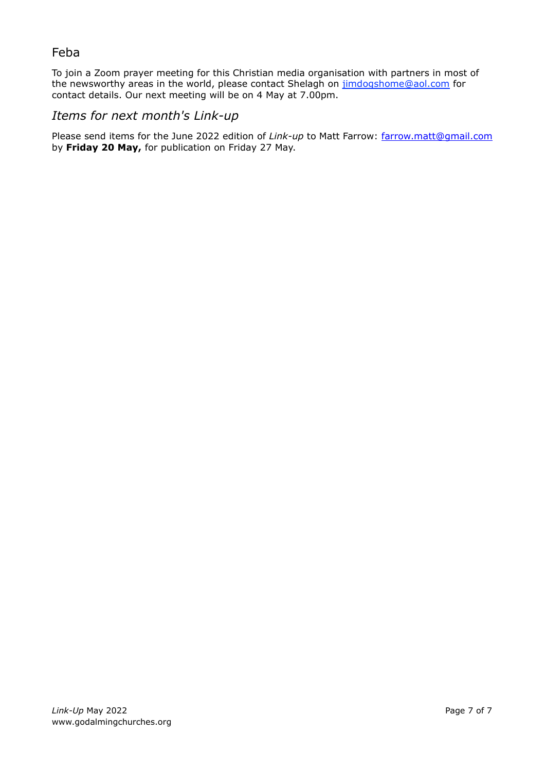## Feba

To join a Zoom prayer meeting for this Christian media organisation with partners in most of the newsworthy areas in the world, please contact Shelagh on jimdogshome@aol.com for contact details. Our next meeting will be on 4 May at 7.00pm.

## *Items for next month's Link-up*

Please send items for the June 2022 edition of *Link-up* to Matt Farrow: farrow.matt@gmail.com by **Friday 20 May,** for publication on Friday 27 May.